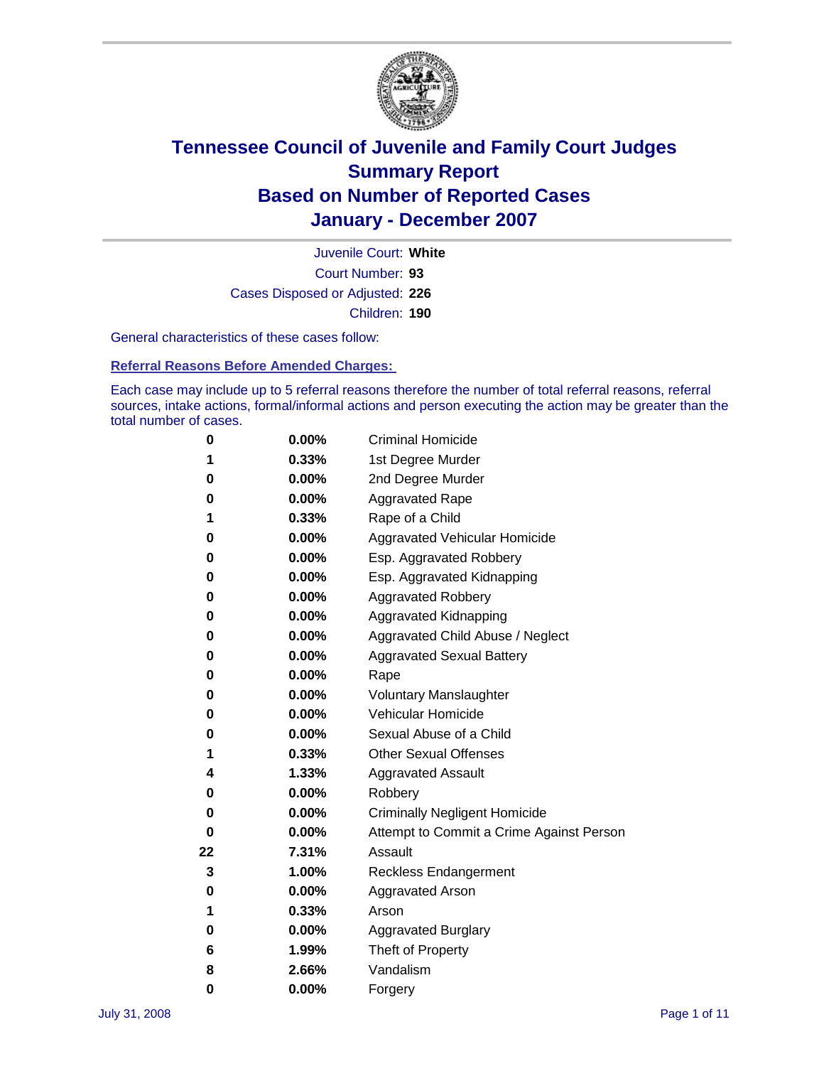# Tennessee Council of Juvenile and Family Court Judges
## Summary Report
## Based on Number of Reported Cases
## January - December 2007

Juvenile Court: **White**

Court Number: **93**

Cases Disposed or Adjusted: **226**

Children: **190**

General characteristics of these cases follow:

### Referral Reasons Before Amended Charges:

Each case may include up to 5 referral reasons therefore the number of total referral reasons, referral sources, intake actions, formal/informal actions and person executing the action may be greater than the total number of cases.

| Count | Percent | Referral Reason |
|---|---|---|
| 0 | 0.00% | Criminal Homicide |
| 1 | 0.33% | 1st Degree Murder |
| 0 | 0.00% | 2nd Degree Murder |
| 0 | 0.00% | Aggravated Rape |
| 1 | 0.33% | Rape of a Child |
| 0 | 0.00% | Aggravated Vehicular Homicide |
| 0 | 0.00% | Esp. Aggravated Robbery |
| 0 | 0.00% | Esp. Aggravated Kidnapping |
| 0 | 0.00% | Aggravated Robbery |
| 0 | 0.00% | Aggravated Kidnapping |
| 0 | 0.00% | Aggravated Child Abuse / Neglect |
| 0 | 0.00% | Aggravated Sexual Battery |
| 0 | 0.00% | Rape |
| 0 | 0.00% | Voluntary Manslaughter |
| 0 | 0.00% | Vehicular Homicide |
| 0 | 0.00% | Sexual Abuse of a Child |
| 1 | 0.33% | Other Sexual Offenses |
| 4 | 1.33% | Aggravated Assault |
| 0 | 0.00% | Robbery |
| 0 | 0.00% | Criminally Negligent Homicide |
| 0 | 0.00% | Attempt to Commit a Crime Against Person |
| 22 | 7.31% | Assault |
| 3 | 1.00% | Reckless Endangerment |
| 0 | 0.00% | Aggravated Arson |
| 1 | 0.33% | Arson |
| 0 | 0.00% | Aggravated Burglary |
| 6 | 1.99% | Theft of Property |
| 8 | 2.66% | Vandalism |
| 0 | 0.00% | Forgery |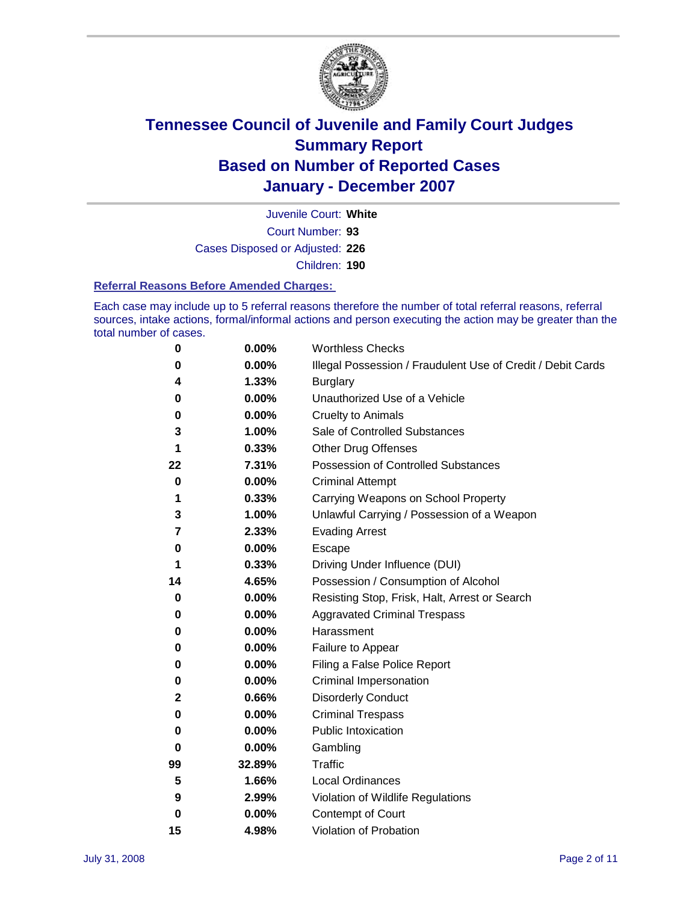# Tennessee Council of Juvenile and Family Court Judges
## Summary Report
## Based on Number of Reported Cases
## January - December 2007

Juvenile Court: **White**

Court Number: **93**

Cases Disposed or Adjusted: **226**

Children: **190**

### Referral Reasons Before Amended Charges:

Each case may include up to 5 referral reasons therefore the number of total referral reasons, referral sources, intake actions, formal/informal actions and person executing the action may be greater than the total number of cases.

| Count | Percent | Referral Reason |
|---|---|---|
| 0 | 0.00% | Worthless Checks |
| 0 | 0.00% | Illegal Possession / Fraudulent Use of Credit / Debit Cards |
| 4 | 1.33% | Burglary |
| 0 | 0.00% | Unauthorized Use of a Vehicle |
| 0 | 0.00% | Cruelty to Animals |
| 3 | 1.00% | Sale of Controlled Substances |
| 1 | 0.33% | Other Drug Offenses |
| 22 | 7.31% | Possession of Controlled Substances |
| 0 | 0.00% | Criminal Attempt |
| 1 | 0.33% | Carrying Weapons on School Property |
| 3 | 1.00% | Unlawful Carrying / Possession of a Weapon |
| 7 | 2.33% | Evading Arrest |
| 0 | 0.00% | Escape |
| 1 | 0.33% | Driving Under Influence (DUI) |
| 14 | 4.65% | Possession / Consumption of Alcohol |
| 0 | 0.00% | Resisting Stop, Frisk, Halt, Arrest or Search |
| 0 | 0.00% | Aggravated Criminal Trespass |
| 0 | 0.00% | Harassment |
| 0 | 0.00% | Failure to Appear |
| 0 | 0.00% | Filing a False Police Report |
| 0 | 0.00% | Criminal Impersonation |
| 2 | 0.66% | Disorderly Conduct |
| 0 | 0.00% | Criminal Trespass |
| 0 | 0.00% | Public Intoxication |
| 0 | 0.00% | Gambling |
| 99 | 32.89% | Traffic |
| 5 | 1.66% | Local Ordinances |
| 9 | 2.99% | Violation of Wildlife Regulations |
| 0 | 0.00% | Contempt of Court |
| 15 | 4.98% | Violation of Probation |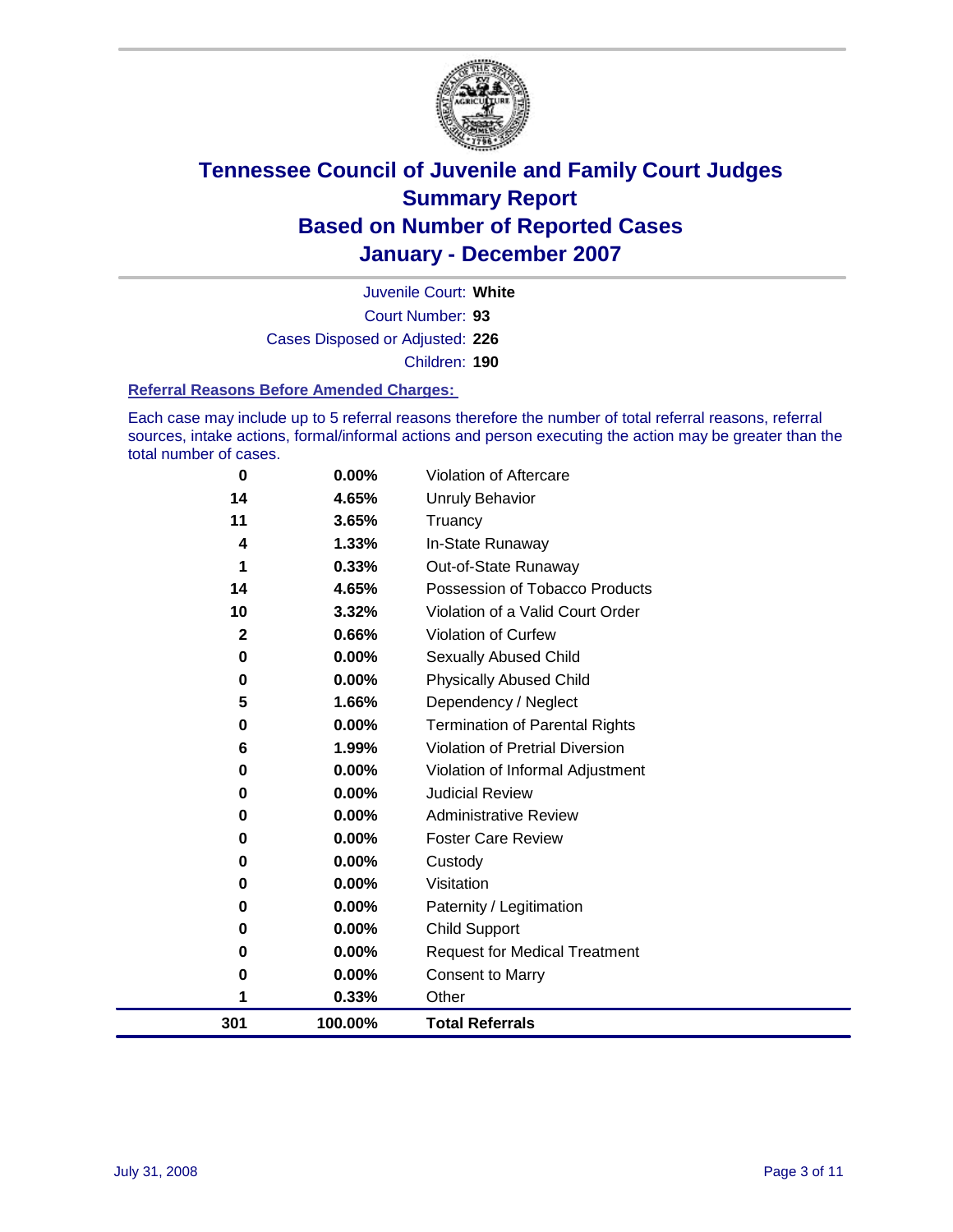# Tennessee Council of Juvenile and Family Court Judges
## Summary Report
## Based on Number of Reported Cases
## January - December 2007

Juvenile Court: **White**

Court Number: **93**

Cases Disposed or Adjusted: **226**

Children: **190**

### Referral Reasons Before Amended Charges:

Each case may include up to 5 referral reasons therefore the number of total referral reasons, referral sources, intake actions, formal/informal actions and person executing the action may be greater than the total number of cases.

| | | |
|---|---|---|
| 0 | 0.00% | Violation of Aftercare |
| 14 | 4.65% | Unruly Behavior |
| 11 | 3.65% | Truancy |
| 4 | 1.33% | In-State Runaway |
| 1 | 0.33% | Out-of-State Runaway |
| 14 | 4.65% | Possession of Tobacco Products |
| 10 | 3.32% | Violation of a Valid Court Order |
| 2 | 0.66% | Violation of Curfew |
| 0 | 0.00% | Sexually Abused Child |
| 0 | 0.00% | Physically Abused Child |
| 5 | 1.66% | Dependency / Neglect |
| 0 | 0.00% | Termination of Parental Rights |
| 6 | 1.99% | Violation of Pretrial Diversion |
| 0 | 0.00% | Violation of Informal Adjustment |
| 0 | 0.00% | Judicial Review |
| 0 | 0.00% | Administrative Review |
| 0 | 0.00% | Foster Care Review |
| 0 | 0.00% | Custody |
| 0 | 0.00% | Visitation |
| 0 | 0.00% | Paternity / Legitimation |
| 0 | 0.00% | Child Support |
| 0 | 0.00% | Request for Medical Treatment |
| 0 | 0.00% | Consent to Marry |
| 1 | 0.33% | Other |
| **301** | **100.00%** | **Total Referrals** |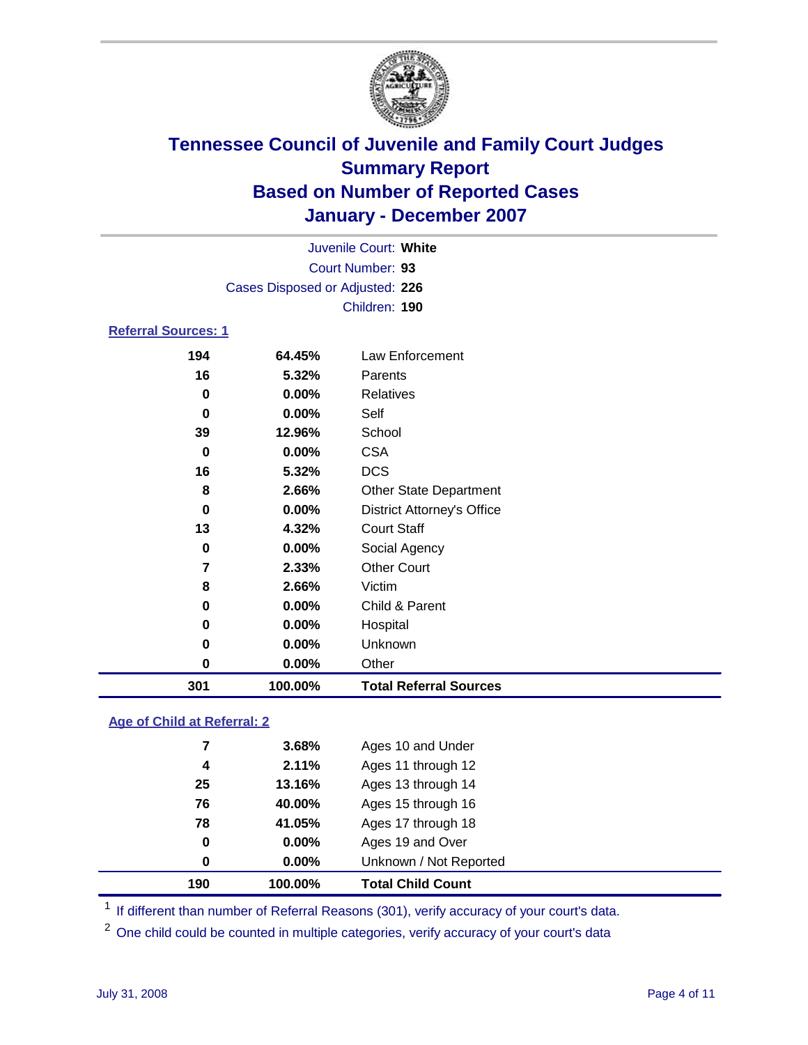# Tennessee Council of Juvenile and Family Court Judges
## Summary Report
## Based on Number of Reported Cases
## January - December 2007

Juvenile Court: **White**

Court Number: **93**

Cases Disposed or Adjusted: **226**

Children: **190**

### Referral Sources: 1

| Count | Percent | Source |
|---|---|---|
| 194 | 64.45% | Law Enforcement |
| 16 | 5.32% | Parents |
| 0 | 0.00% | Relatives |
| 0 | 0.00% | Self |
| 39 | 12.96% | School |
| 0 | 0.00% | CSA |
| 16 | 5.32% | DCS |
| 8 | 2.66% | Other State Department |
| 0 | 0.00% | District Attorney's Office |
| 13 | 4.32% | Court Staff |
| 0 | 0.00% | Social Agency |
| 7 | 2.33% | Other Court |
| 8 | 2.66% | Victim |
| 0 | 0.00% | Child & Parent |
| 0 | 0.00% | Hospital |
| 0 | 0.00% | Unknown |
| 0 | 0.00% | Other |
| **301** | **100.00%** | **Total Referral Sources** |

### Age of Child at Referral: 2

| Count | Percent | Age |
|---|---|---|
| 7 | 3.68% | Ages 10 and Under |
| 4 | 2.11% | Ages 11 through 12 |
| 25 | 13.16% | Ages 13 through 14 |
| 76 | 40.00% | Ages 15 through 16 |
| 78 | 41.05% | Ages 17 through 18 |
| 0 | 0.00% | Ages 19 and Over |
| 0 | 0.00% | Unknown / Not Reported |
| **190** | **100.00%** | **Total Child Count** |

[1] If different than number of Referral Reasons (301), verify accuracy of your court's data.

[2] One child could be counted in multiple categories, verify accuracy of your court's data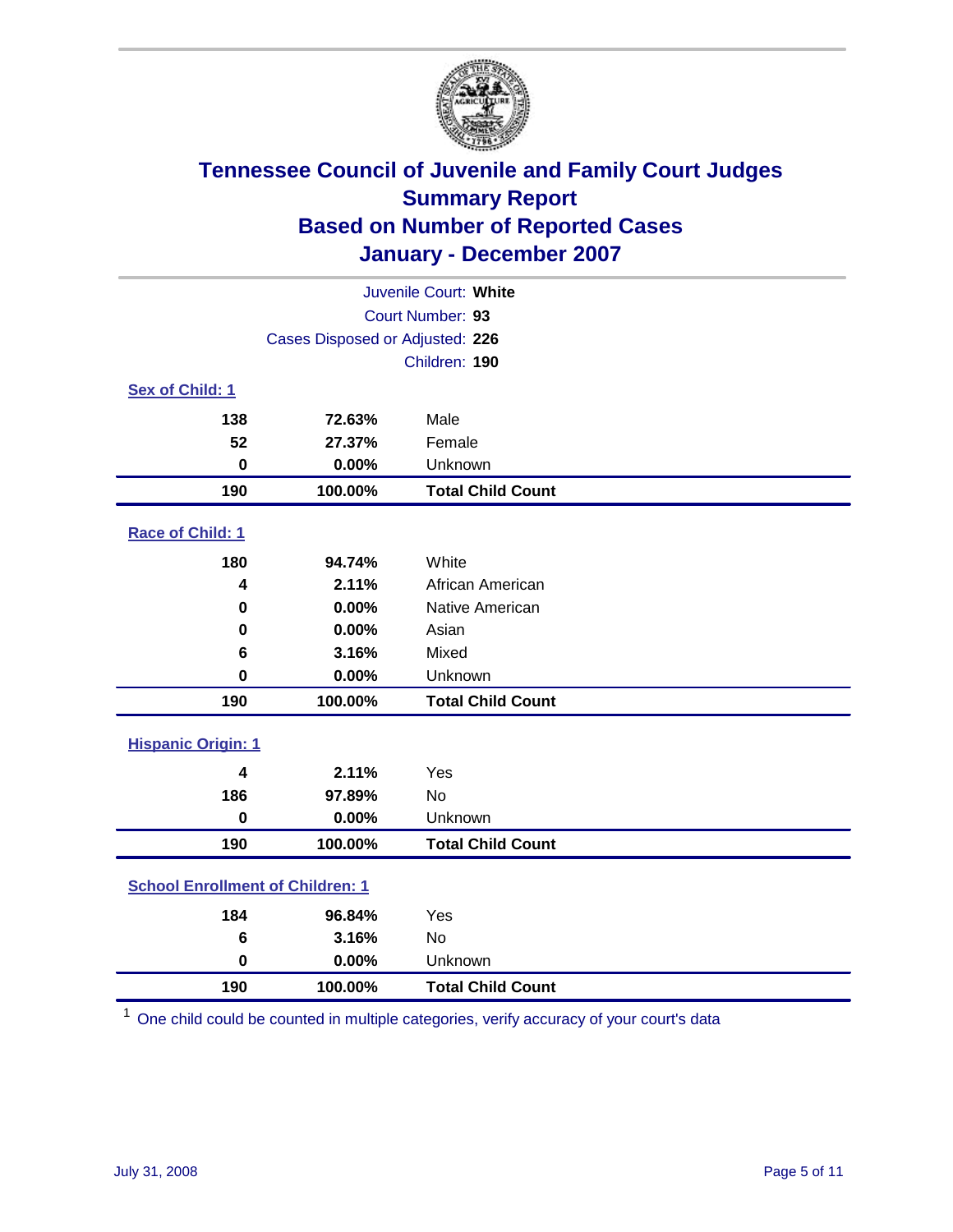# Tennessee Council of Juvenile and Family Court Judges
## Summary Report
## Based on Number of Reported Cases
## January - December 2007

Juvenile Court: **White**

Court Number: **93**

Cases Disposed or Adjusted: **226**

Children: **190**

### Sex of Child: 1

| | | |
|---|---|---|
| 138 | 72.63% | Male |
| 52 | 27.37% | Female |
| 0 | 0.00% | Unknown |
| **190** | **100.00%** | **Total Child Count** |

### Race of Child: 1

| | | |
|---|---|---|
| 180 | 94.74% | White |
| 4 | 2.11% | African American |
| 0 | 0.00% | Native American |
| 0 | 0.00% | Asian |
| 6 | 3.16% | Mixed |
| 0 | 0.00% | Unknown |
| **190** | **100.00%** | **Total Child Count** |

### Hispanic Origin: 1

| | | |
|---|---|---|
| 4 | 2.11% | Yes |
| 186 | 97.89% | No |
| 0 | 0.00% | Unknown |
| **190** | **100.00%** | **Total Child Count** |

### School Enrollment of Children: 1

| | | |
|---|---|---|
| 184 | 96.84% | Yes |
| 6 | 3.16% | No |
| 0 | 0.00% | Unknown |
| **190** | **100.00%** | **Total Child Count** |

[1] One child could be counted in multiple categories, verify accuracy of your court's data

July 31, 2008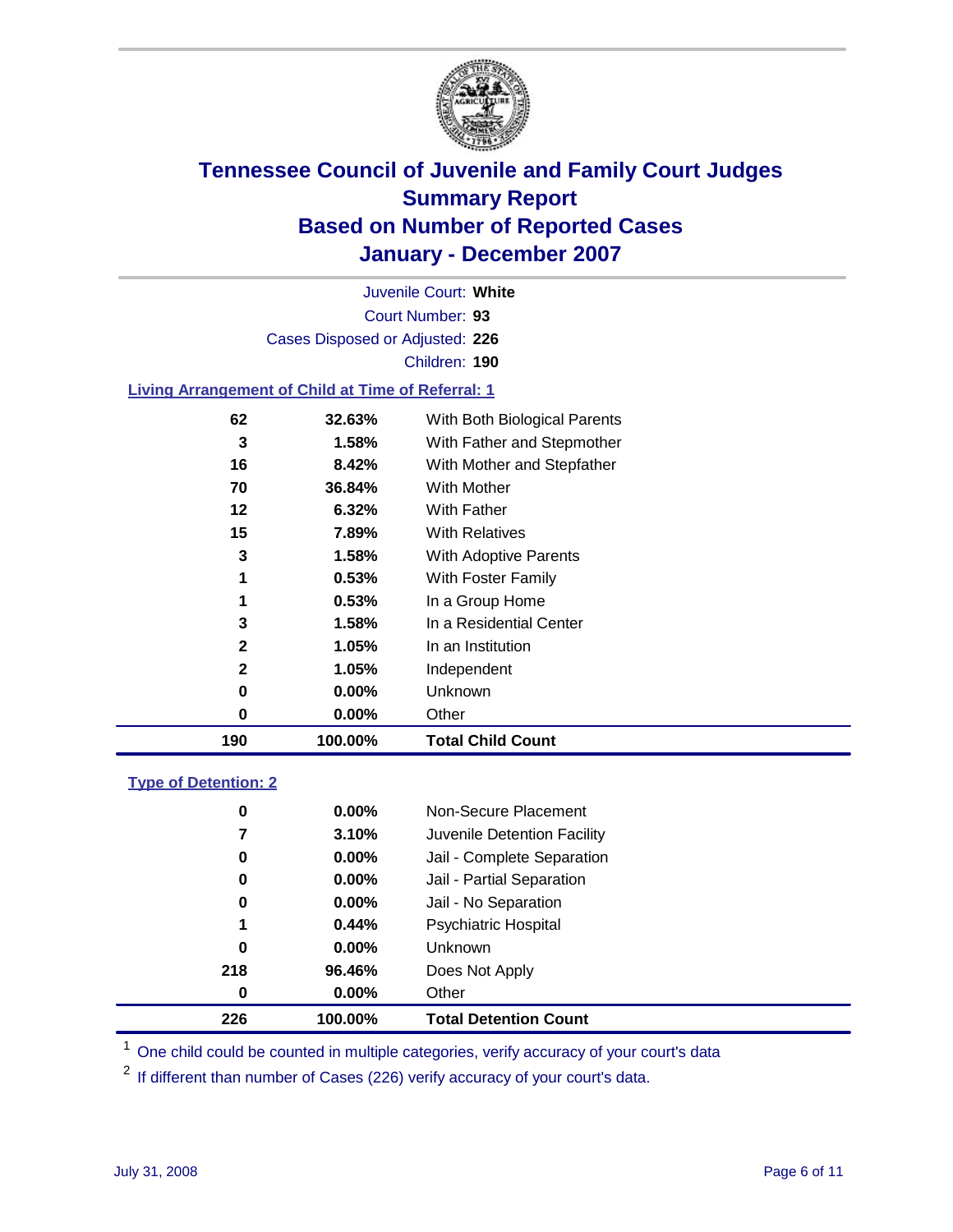# Tennessee Council of Juvenile and Family Court Judges
## Summary Report
## Based on Number of Reported Cases
## January - December 2007

Juvenile Court: **White**
Court Number: **93**
Cases Disposed or Adjusted: **226**
Children: **190**

### Living Arrangement of Child at Time of Referral: 1

| Count | Percent | Category |
|---|---|---|
| 62 | 32.63% | With Both Biological Parents |
| 3 | 1.58% | With Father and Stepmother |
| 16 | 8.42% | With Mother and Stepfather |
| 70 | 36.84% | With Mother |
| 12 | 6.32% | With Father |
| 15 | 7.89% | With Relatives |
| 3 | 1.58% | With Adoptive Parents |
| 1 | 0.53% | With Foster Family |
| 1 | 0.53% | In a Group Home |
| 3 | 1.58% | In a Residential Center |
| 2 | 1.05% | In an Institution |
| 2 | 1.05% | Independent |
| 0 | 0.00% | Unknown |
| 0 | 0.00% | Other |
| **190** | **100.00%** | **Total Child Count** |

### Type of Detention: 2

| Count | Percent | Category |
|---|---|---|
| 0 | 0.00% | Non-Secure Placement |
| 7 | 3.10% | Juvenile Detention Facility |
| 0 | 0.00% | Jail - Complete Separation |
| 0 | 0.00% | Jail - Partial Separation |
| 0 | 0.00% | Jail - No Separation |
| 1 | 0.44% | Psychiatric Hospital |
| 0 | 0.00% | Unknown |
| 218 | 96.46% | Does Not Apply |
| 0 | 0.00% | Other |
| **226** | **100.00%** | **Total Detention Count** |

[1] One child could be counted in multiple categories, verify accuracy of your court's data

[2] If different than number of Cases (226) verify accuracy of your court's data.

July 31, 2008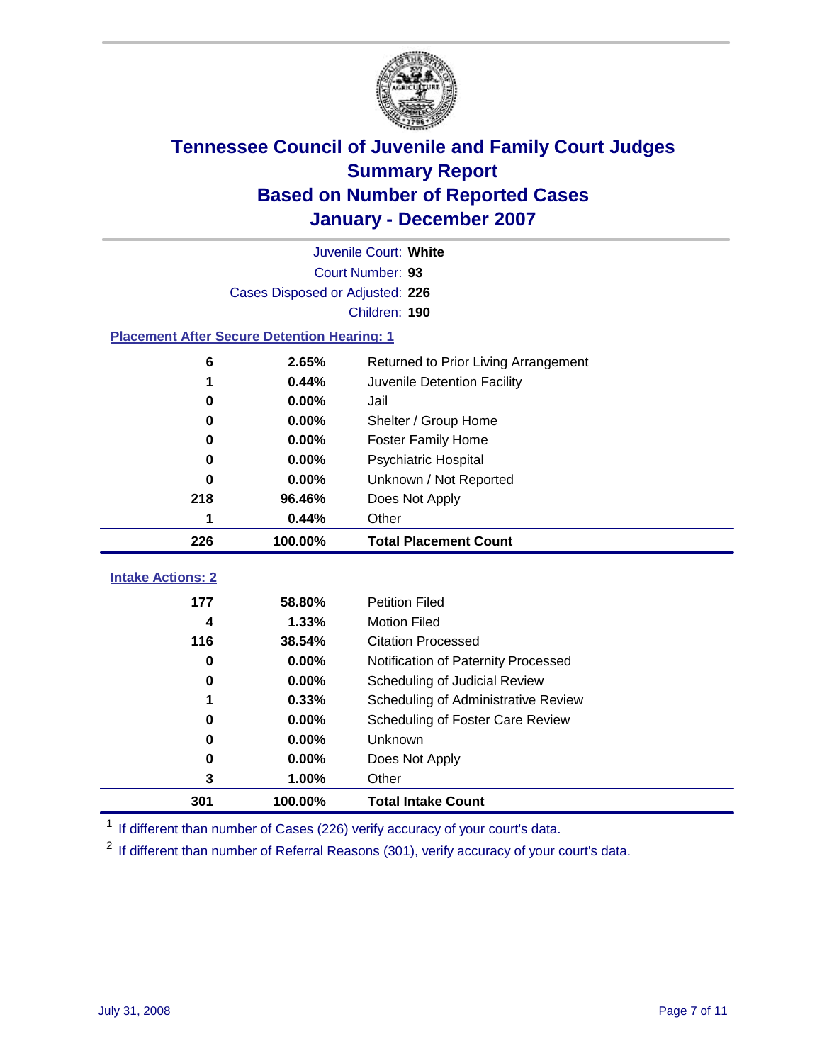# Tennessee Council of Juvenile and Family Court Judges
## Summary Report
## Based on Number of Reported Cases
## January - December 2007

Juvenile Court: **White**
Court Number: **93**
Cases Disposed or Adjusted: **226**
Children: **190**

### Placement After Secure Detention Hearing: 1

| Count | Percent | Placement |
|---|---|---|
| 6 | 2.65% | Returned to Prior Living Arrangement |
| 1 | 0.44% | Juvenile Detention Facility |
| 0 | 0.00% | Jail |
| 0 | 0.00% | Shelter / Group Home |
| 0 | 0.00% | Foster Family Home |
| 0 | 0.00% | Psychiatric Hospital |
| 0 | 0.00% | Unknown / Not Reported |
| 218 | 96.46% | Does Not Apply |
| 1 | 0.44% | Other |
| **226** | **100.00%** | **Total Placement Count** |

### Intake Actions: 2

| Count | Percent | Intake Action |
|---|---|---|
| 177 | 58.80% | Petition Filed |
| 4 | 1.33% | Motion Filed |
| 116 | 38.54% | Citation Processed |
| 0 | 0.00% | Notification of Paternity Processed |
| 0 | 0.00% | Scheduling of Judicial Review |
| 1 | 0.33% | Scheduling of Administrative Review |
| 0 | 0.00% | Scheduling of Foster Care Review |
| 0 | 0.00% | Unknown |
| 0 | 0.00% | Does Not Apply |
| 3 | 1.00% | Other |
| **301** | **100.00%** | **Total Intake Count** |

[1] If different than number of Cases (226) verify accuracy of your court's data.

[2] If different than number of Referral Reasons (301), verify accuracy of your court's data.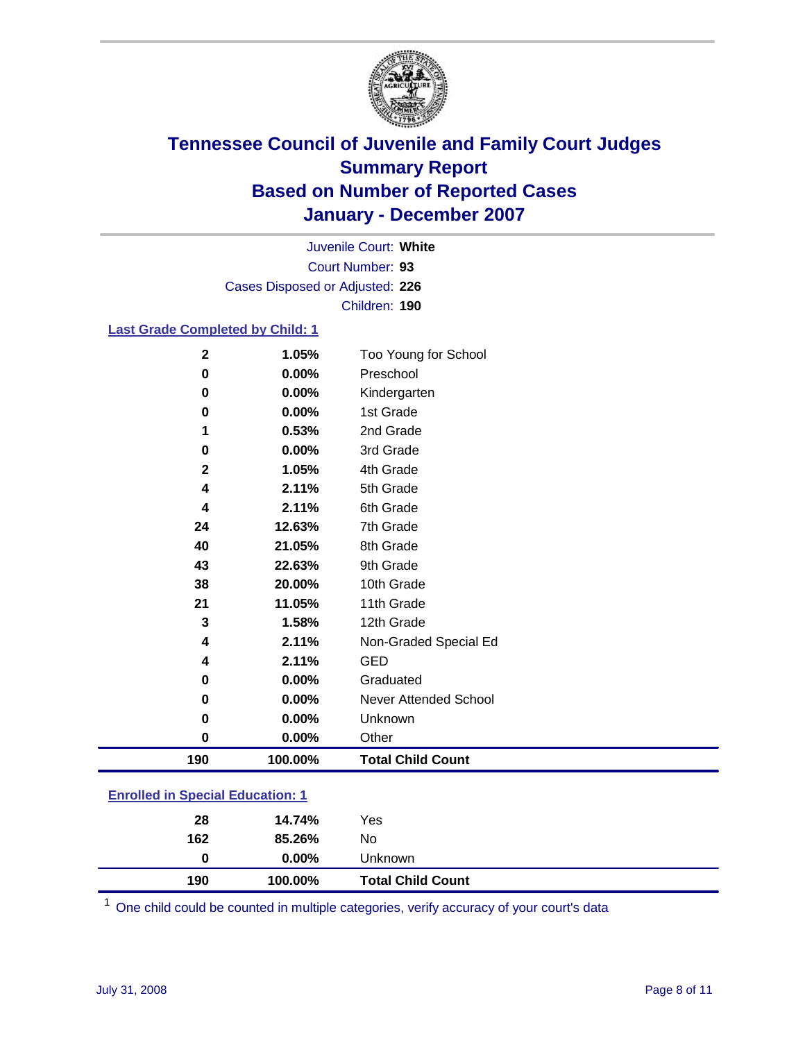# Tennessee Council of Juvenile and Family Court Judges
## Summary Report
## Based on Number of Reported Cases
## January - December 2007

Juvenile Court: **White**
Court Number: **93**
Cases Disposed or Adjusted: **226**
Children: **190**

### Last Grade Completed by Child: 1

| Count | Percent | Category |
|---|---|---|
| 2 | 1.05% | Too Young for School |
| 0 | 0.00% | Preschool |
| 0 | 0.00% | Kindergarten |
| 0 | 0.00% | 1st Grade |
| 1 | 0.53% | 2nd Grade |
| 0 | 0.00% | 3rd Grade |
| 2 | 1.05% | 4th Grade |
| 4 | 2.11% | 5th Grade |
| 4 | 2.11% | 6th Grade |
| 24 | 12.63% | 7th Grade |
| 40 | 21.05% | 8th Grade |
| 43 | 22.63% | 9th Grade |
| 38 | 20.00% | 10th Grade |
| 21 | 11.05% | 11th Grade |
| 3 | 1.58% | 12th Grade |
| 4 | 2.11% | Non-Graded Special Ed |
| 4 | 2.11% | GED |
| 0 | 0.00% | Graduated |
| 0 | 0.00% | Never Attended School |
| 0 | 0.00% | Unknown |
| 0 | 0.00% | Other |
| **190** | **100.00%** | **Total Child Count** |

### Enrolled in Special Education: 1

| Count | Percent | Category |
|---|---|---|
| 28 | 14.74% | Yes |
| 162 | 85.26% | No |
| 0 | 0.00% | Unknown |
| **190** | **100.00%** | **Total Child Count** |

[1] One child could be counted in multiple categories, verify accuracy of your court's data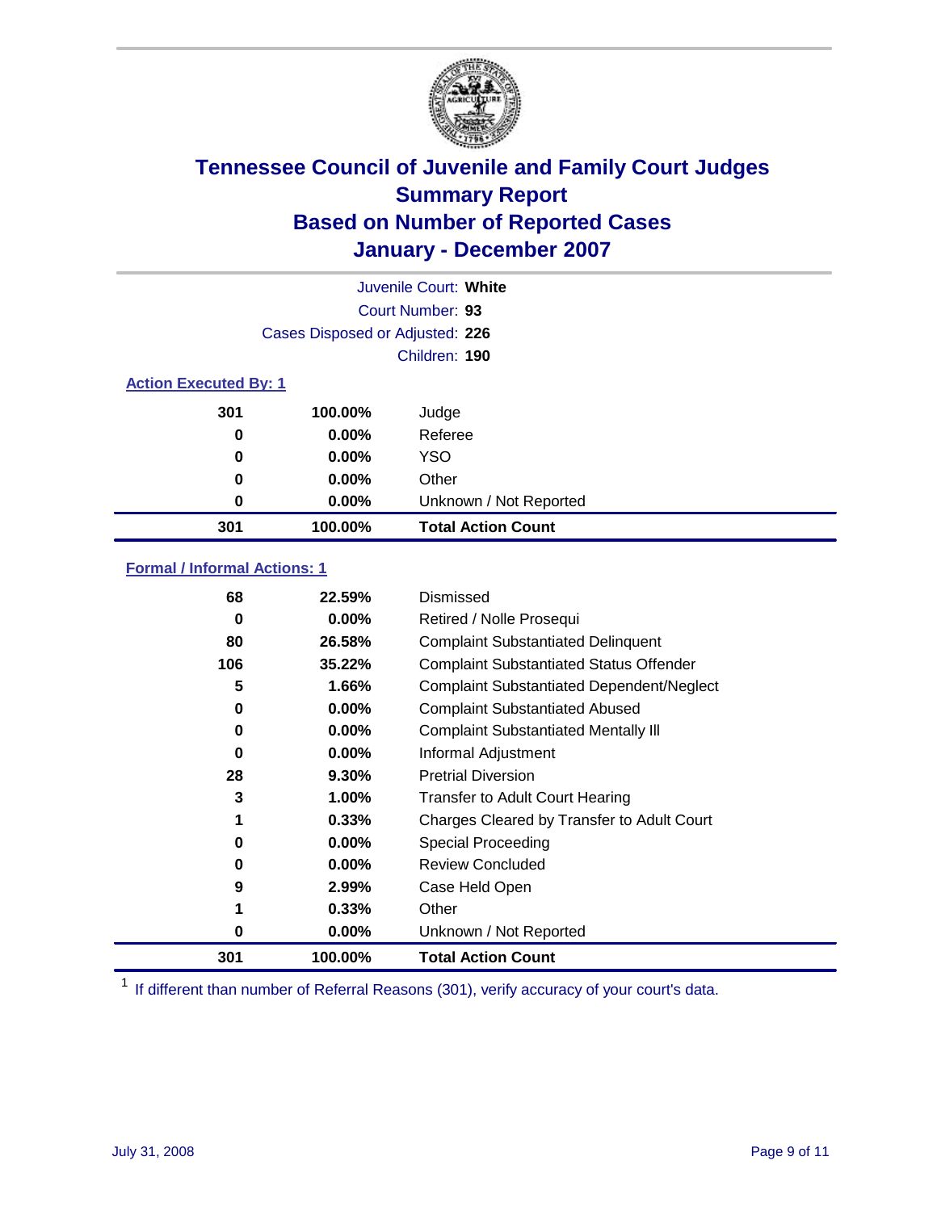# Tennessee Council of Juvenile and Family Court Judges
## Summary Report
## Based on Number of Reported Cases
## January - December 2007

Juvenile Court: **White**
Court Number: **93**
Cases Disposed or Adjusted: **226**
Children: **190**

### Action Executed By: 1

| Count | Percent | Action |
|---|---|---|
| 301 | 100.00% | Judge |
| 0 | 0.00% | Referee |
| 0 | 0.00% | YSO |
| 0 | 0.00% | Other |
| 0 | 0.00% | Unknown / Not Reported |
| **301** | **100.00%** | **Total Action Count** |

### Formal / Informal Actions: 1

| Count | Percent | Action |
|---|---|---|
| 68 | 22.59% | Dismissed |
| 0 | 0.00% | Retired / Nolle Prosequi |
| 80 | 26.58% | Complaint Substantiated Delinquent |
| 106 | 35.22% | Complaint Substantiated Status Offender |
| 5 | 1.66% | Complaint Substantiated Dependent/Neglect |
| 0 | 0.00% | Complaint Substantiated Abused |
| 0 | 0.00% | Complaint Substantiated Mentally Ill |
| 0 | 0.00% | Informal Adjustment |
| 28 | 9.30% | Pretrial Diversion |
| 3 | 1.00% | Transfer to Adult Court Hearing |
| 1 | 0.33% | Charges Cleared by Transfer to Adult Court |
| 0 | 0.00% | Special Proceeding |
| 0 | 0.00% | Review Concluded |
| 9 | 2.99% | Case Held Open |
| 1 | 0.33% | Other |
| 0 | 0.00% | Unknown / Not Reported |
| **301** | **100.00%** | **Total Action Count** |

[1] If different than number of Referral Reasons (301), verify accuracy of your court's data.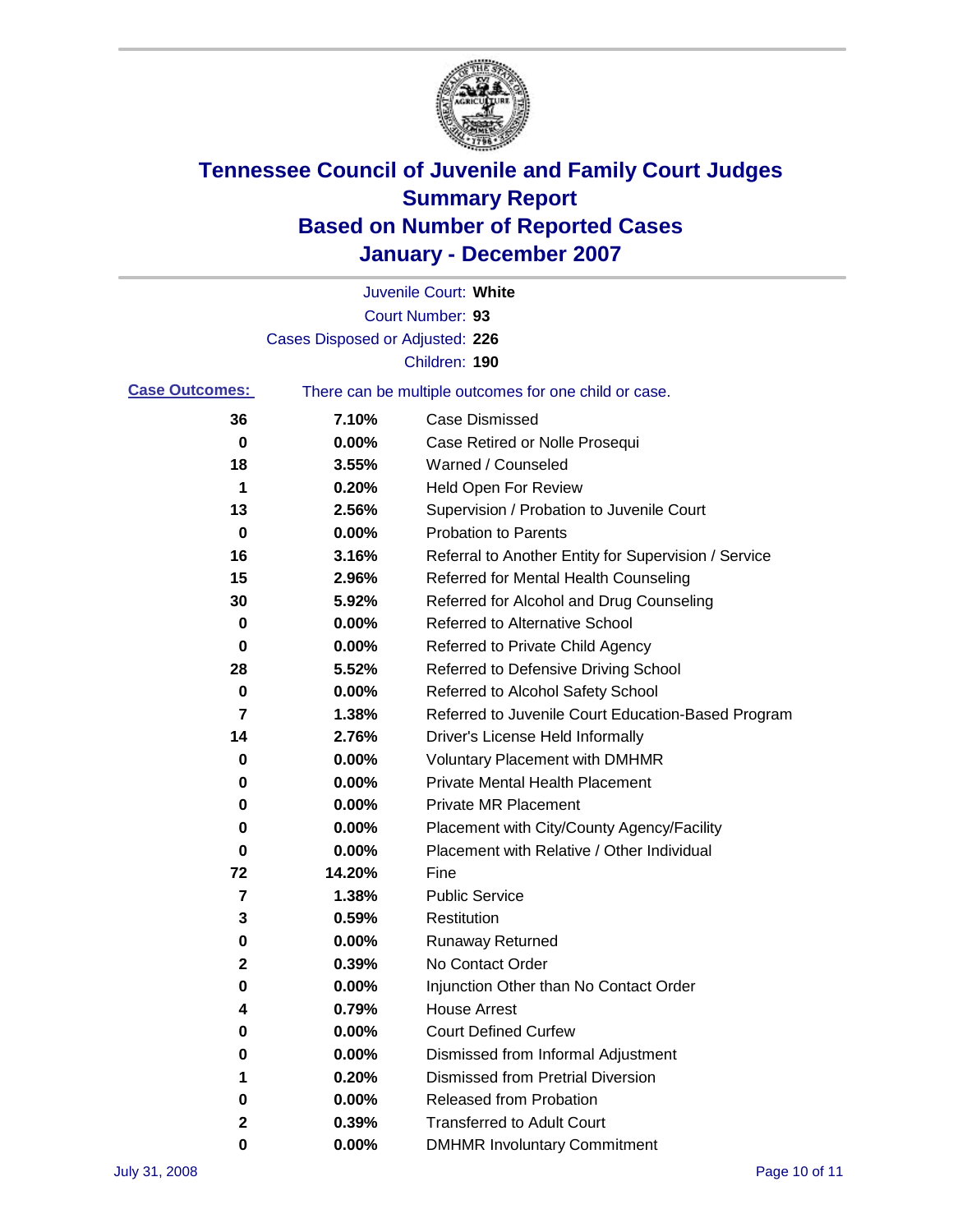# Tennessee Council of Juvenile and Family Court Judges
## Summary Report
## Based on Number of Reported Cases
## January - December 2007

Juvenile Court: **White**

Court Number: **93**

Cases Disposed or Adjusted: **226**

Children: **190**

**Case Outcomes:** There can be multiple outcomes for one child or case.

| Count | Percent | Outcome |
|---|---|---|
| 36 | 7.10% | Case Dismissed |
| 0 | 0.00% | Case Retired or Nolle Prosequi |
| 18 | 3.55% | Warned / Counseled |
| 1 | 0.20% | Held Open For Review |
| 13 | 2.56% | Supervision / Probation to Juvenile Court |
| 0 | 0.00% | Probation to Parents |
| 16 | 3.16% | Referral to Another Entity for Supervision / Service |
| 15 | 2.96% | Referred for Mental Health Counseling |
| 30 | 5.92% | Referred for Alcohol and Drug Counseling |
| 0 | 0.00% | Referred to Alternative School |
| 0 | 0.00% | Referred to Private Child Agency |
| 28 | 5.52% | Referred to Defensive Driving School |
| 0 | 0.00% | Referred to Alcohol Safety School |
| 7 | 1.38% | Referred to Juvenile Court Education-Based Program |
| 14 | 2.76% | Driver's License Held Informally |
| 0 | 0.00% | Voluntary Placement with DMHMR |
| 0 | 0.00% | Private Mental Health Placement |
| 0 | 0.00% | Private MR Placement |
| 0 | 0.00% | Placement with City/County Agency/Facility |
| 0 | 0.00% | Placement with Relative / Other Individual |
| 72 | 14.20% | Fine |
| 7 | 1.38% | Public Service |
| 3 | 0.59% | Restitution |
| 0 | 0.00% | Runaway Returned |
| 2 | 0.39% | No Contact Order |
| 0 | 0.00% | Injunction Other than No Contact Order |
| 4 | 0.79% | House Arrest |
| 0 | 0.00% | Court Defined Curfew |
| 0 | 0.00% | Dismissed from Informal Adjustment |
| 1 | 0.20% | Dismissed from Pretrial Diversion |
| 0 | 0.00% | Released from Probation |
| 2 | 0.39% | Transferred to Adult Court |
| 0 | 0.00% | DMHMR Involuntary Commitment |

July 31, 2008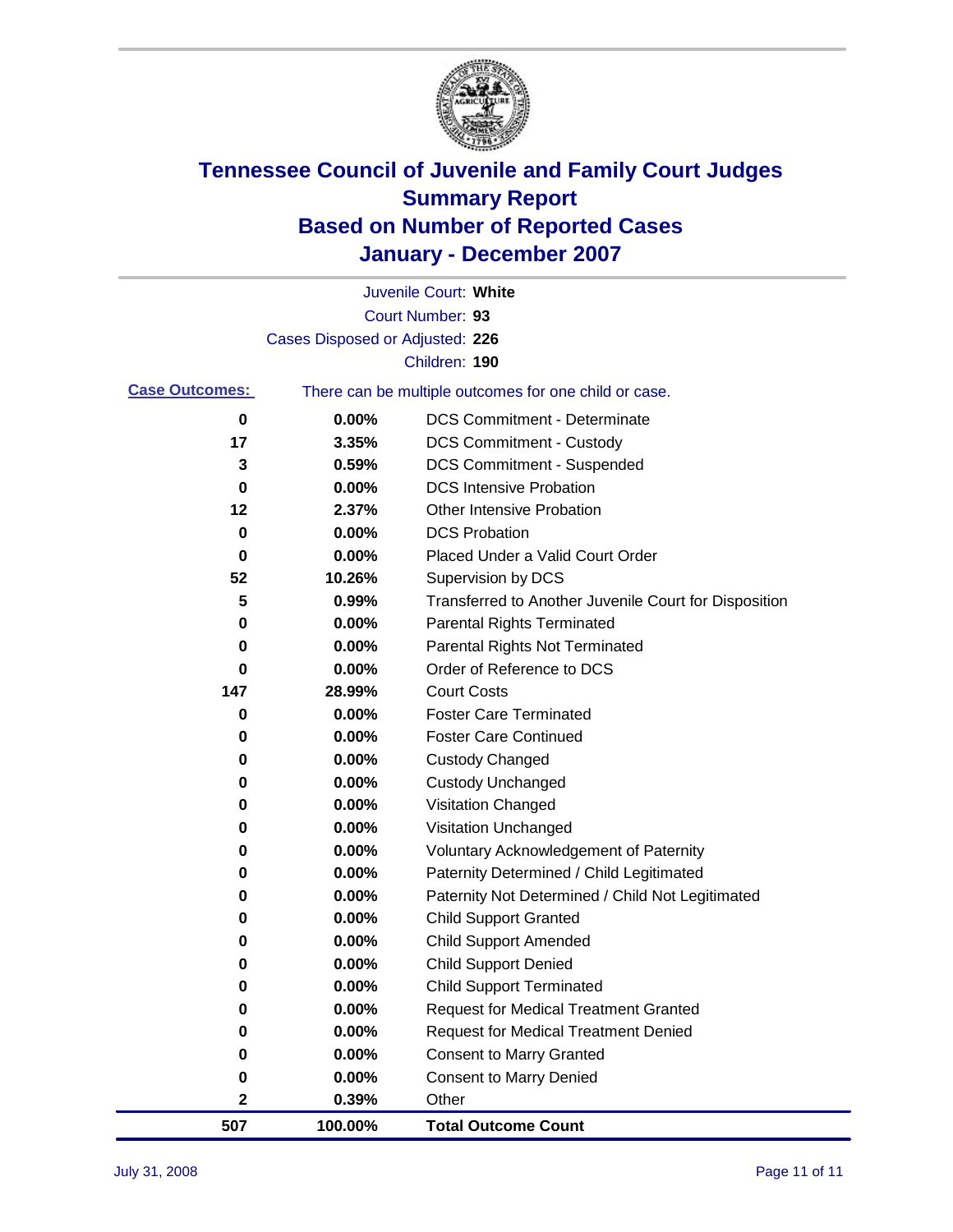# Tennessee Council of Juvenile and Family Court Judges
# Summary Report
# Based on Number of Reported Cases
# January - December 2007

Juvenile Court: **White**

Court Number: **93**

Cases Disposed or Adjusted: **226**

Children: **190**

**Case Outcomes:** There can be multiple outcomes for one child or case.

| | | |
|---|---|---|
| 0 | 0.00% | DCS Commitment - Determinate |
| 17 | 3.35% | DCS Commitment - Custody |
| 3 | 0.59% | DCS Commitment - Suspended |
| 0 | 0.00% | DCS Intensive Probation |
| 12 | 2.37% | Other Intensive Probation |
| 0 | 0.00% | DCS Probation |
| 0 | 0.00% | Placed Under a Valid Court Order |
| 52 | 10.26% | Supervision by DCS |
| 5 | 0.99% | Transferred to Another Juvenile Court for Disposition |
| 0 | 0.00% | Parental Rights Terminated |
| 0 | 0.00% | Parental Rights Not Terminated |
| 0 | 0.00% | Order of Reference to DCS |
| 147 | 28.99% | Court Costs |
| 0 | 0.00% | Foster Care Terminated |
| 0 | 0.00% | Foster Care Continued |
| 0 | 0.00% | Custody Changed |
| 0 | 0.00% | Custody Unchanged |
| 0 | 0.00% | Visitation Changed |
| 0 | 0.00% | Visitation Unchanged |
| 0 | 0.00% | Voluntary Acknowledgement of Paternity |
| 0 | 0.00% | Paternity Determined / Child Legitimated |
| 0 | 0.00% | Paternity Not Determined / Child Not Legitimated |
| 0 | 0.00% | Child Support Granted |
| 0 | 0.00% | Child Support Amended |
| 0 | 0.00% | Child Support Denied |
| 0 | 0.00% | Child Support Terminated |
| 0 | 0.00% | Request for Medical Treatment Granted |
| 0 | 0.00% | Request for Medical Treatment Denied |
| 0 | 0.00% | Consent to Marry Granted |
| 0 | 0.00% | Consent to Marry Denied |
| 2 | 0.39% | Other |
| **507** | **100.00%** | **Total Outcome Count** |

July 31, 2008